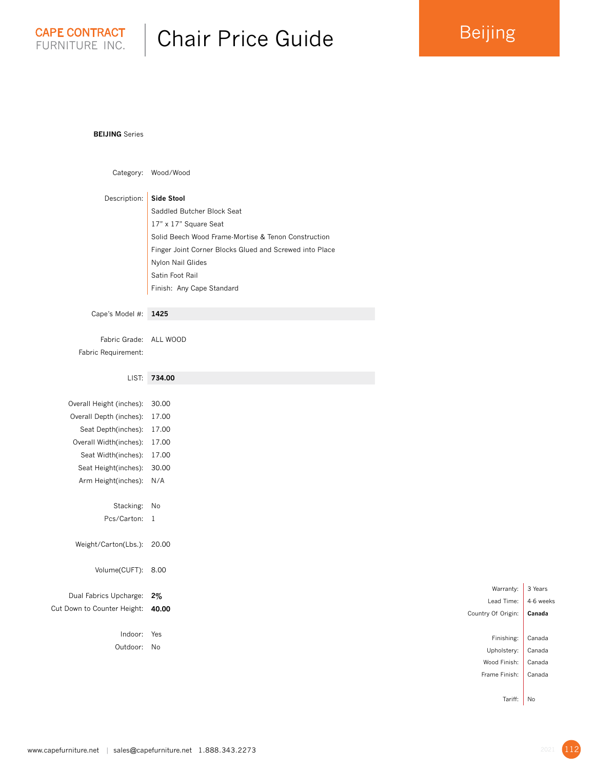CAPE CONTRACT FURNITURE INC.

# Chair Price Guide

## Beijing

**BEIJING** Series

Category: Wood/Wood

Description:
**Side Stool**
Saddled Butcher Block Seat
17" x 17" Square Seat
Solid Beech Wood Frame-Mortise & Tenon Construction
Finger Joint Corner Blocks Glued and Screwed into Place
Nylon Nail Glides
Satin Foot Rail
Finish: Any Cape Standard

Cape's Model #: **1425**

Fabric Grade: ALL WOOD
Fabric Requirement:

LIST: **734.00**

Overall Height (inches): 30.00
Overall Depth (inches): 17.00
Seat Depth(inches): 17.00
Overall Width(inches): 17.00
Seat Width(inches): 17.00
Seat Height(inches): 30.00
Arm Height(inches): N/A

Stacking: No
Pcs/Carton: 1

Weight/Carton(Lbs.): 20.00

Volume(CUFT): 8.00

Dual Fabrics Upcharge: **2%**
Cut Down to Counter Height: **40.00**

Indoor: Yes
Outdoor: No

Warranty: 3 Years
Lead Time: 4-6 weeks
Country Of Origin: **Canada**

Finishing: Canada
Upholstery: Canada
Wood Finish: Canada
Frame Finish: Canada

Tariff: No

www.capefurniture.net | sales@capefurniture.net 1.888.343.2273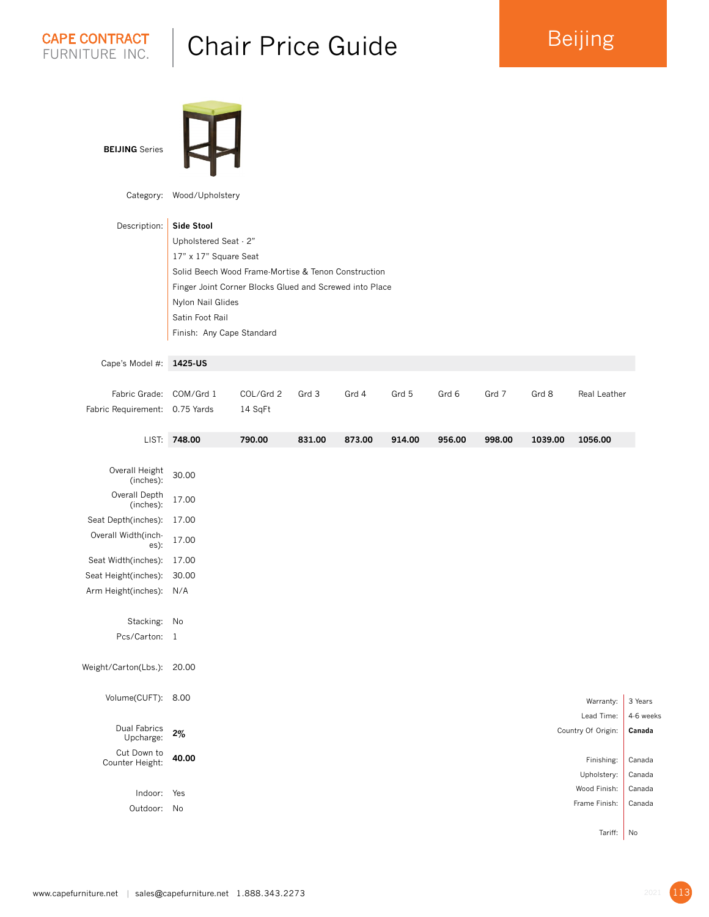**CAPE CONTRACT**
FURNITURE INC.

# Chair Price Guide

## Beijing

**BEIJING** Series

Category: Wood/Upholstery

Description:
**Side Stool**
Upholstered Seat - 2"
17" x 17" Square Seat
Solid Beech Wood Frame-Mortise & Tenon Construction
Finger Joint Corner Blocks Glued and Screwed into Place
Nylon Nail Glides
Satin Foot Rail
Finish: Any Cape Standard

Cape's Model #: **1425-US**

| Fabric Grade: | COM/Grd 1 | COL/Grd 2 | Grd 3 | Grd 4 | Grd 5 | Grd 6 | Grd 7 | Grd 8 | Real Leather |
|---|---|---|---|---|---|---|---|---|---|
| Fabric Requirement: | 0.75 Yards | 14 SqFt | | | | | | | |
| LIST: | **748.00** | **790.00** | **831.00** | **873.00** | **914.00** | **956.00** | **998.00** | **1039.00** | **1056.00** |

| | |
|---|---|
| Overall Height (inches): | 30.00 |
| Overall Depth (inches): | 17.00 |
| Seat Depth(inches): | 17.00 |
| Overall Width(inches): | 17.00 |
| Seat Width(inches): | 17.00 |
| Seat Height(inches): | 30.00 |
| Arm Height(inches): | N/A |
| Stacking: | No |
| Pcs/Carton: | 1 |
| Weight/Carton(Lbs.): | 20.00 |
| Volume(CUFT): | 8.00 |
| Dual Fabrics Upcharge: | **2%** |
| Cut Down to Counter Height: | **40.00** |
| Indoor: | Yes |
| Outdoor: | No |

| | |
|---|---|
| Warranty: | 3 Years |
| Lead Time: | 4-6 weeks |
| Country Of Origin: | **Canada** |
| Finishing: | Canada |
| Upholstery: | Canada |
| Wood Finish: | Canada |
| Frame Finish: | Canada |
| Tariff: | No |

www.capefurniture.net | sales@capefurniture.net 1.888.343.2273